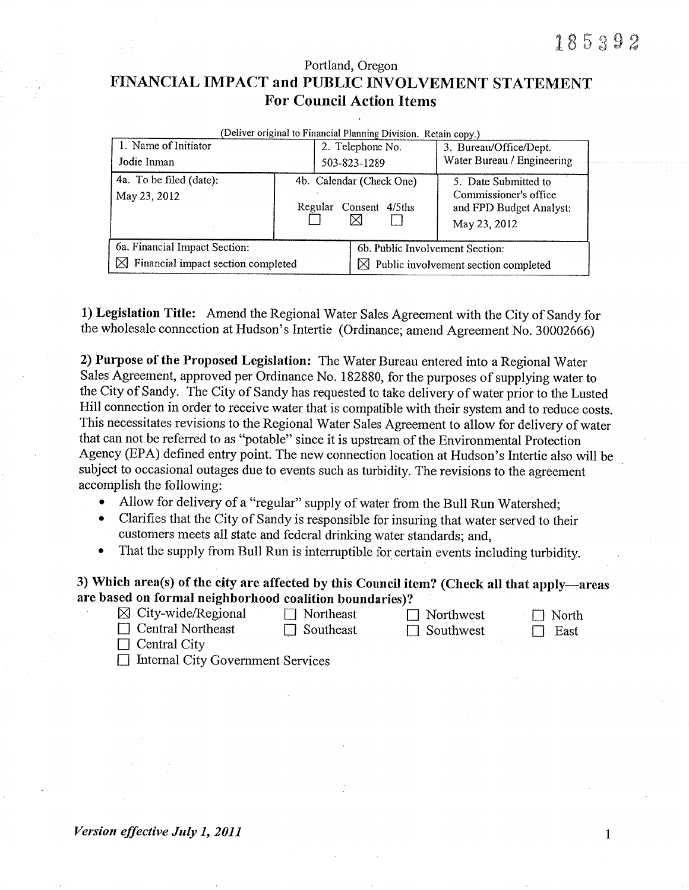185392

Portland, Oregon

# FINANCIAL IMPACT and PUBLIC INVOLVEMENT STATEMENT
## For Council Action Items

(Deliver original to Financial Planning Division. Retain copy.)

| 1. Name of Initiator | 2. Telephone No. | 3. Bureau/Office/Dept. |
|---|---|---|
| Jodie Inman | 503-823-1289 | Water Bureau / Engineering |
| 4a. To be filed (date): May 23, 2012 | 4b. Calendar (Check One) Regular ☐ Consent ☒ 4/5ths ☐ | 5. Date Submitted to Commissioner's office and FPD Budget Analyst: May 23, 2012 |
| 6a. Financial Impact Section: ☒ Financial impact section completed | 6b. Public Involvement Section: ☒ Public involvement section completed | |

**1) Legislation Title:** Amend the Regional Water Sales Agreement with the City of Sandy for the wholesale connection at Hudson's Intertie (Ordinance; amend Agreement No. 30002666)

**2) Purpose of the Proposed Legislation:** The Water Bureau entered into a Regional Water Sales Agreement, approved per Ordinance No. 182880, for the purposes of supplying water to the City of Sandy. The City of Sandy has requested to take delivery of water prior to the Lusted Hill connection in order to receive water that is compatible with their system and to reduce costs. This necessitates revisions to the Regional Water Sales Agreement to allow for delivery of water that can not be referred to as "potable" since it is upstream of the Environmental Protection Agency (EPA) defined entry point. The new connection location at Hudson's Intertie also will be subject to occasional outages due to events such as turbidity. The revisions to the agreement accomplish the following:

- Allow for delivery of a "regular" supply of water from the Bull Run Watershed;
- Clarifies that the City of Sandy is responsible for insuring that water served to their customers meets all state and federal drinking water standards; and,
- That the supply from Bull Run is interruptible for certain events including turbidity.

**3) Which area(s) of the city are affected by this Council item? (Check all that apply—areas are based on formal neighborhood coalition boundaries)?**

| | | | |
|---|---|---|---|
| ☒ City-wide/Regional | ☐ Northeast | ☐ Northwest | ☐ North |
| ☐ Central Northeast | ☐ Southeast | ☐ Southwest | ☐ East |
| ☐ Central City | | | |
| ☐ Internal City Government Services | | | |

*Version effective July 1, 2011*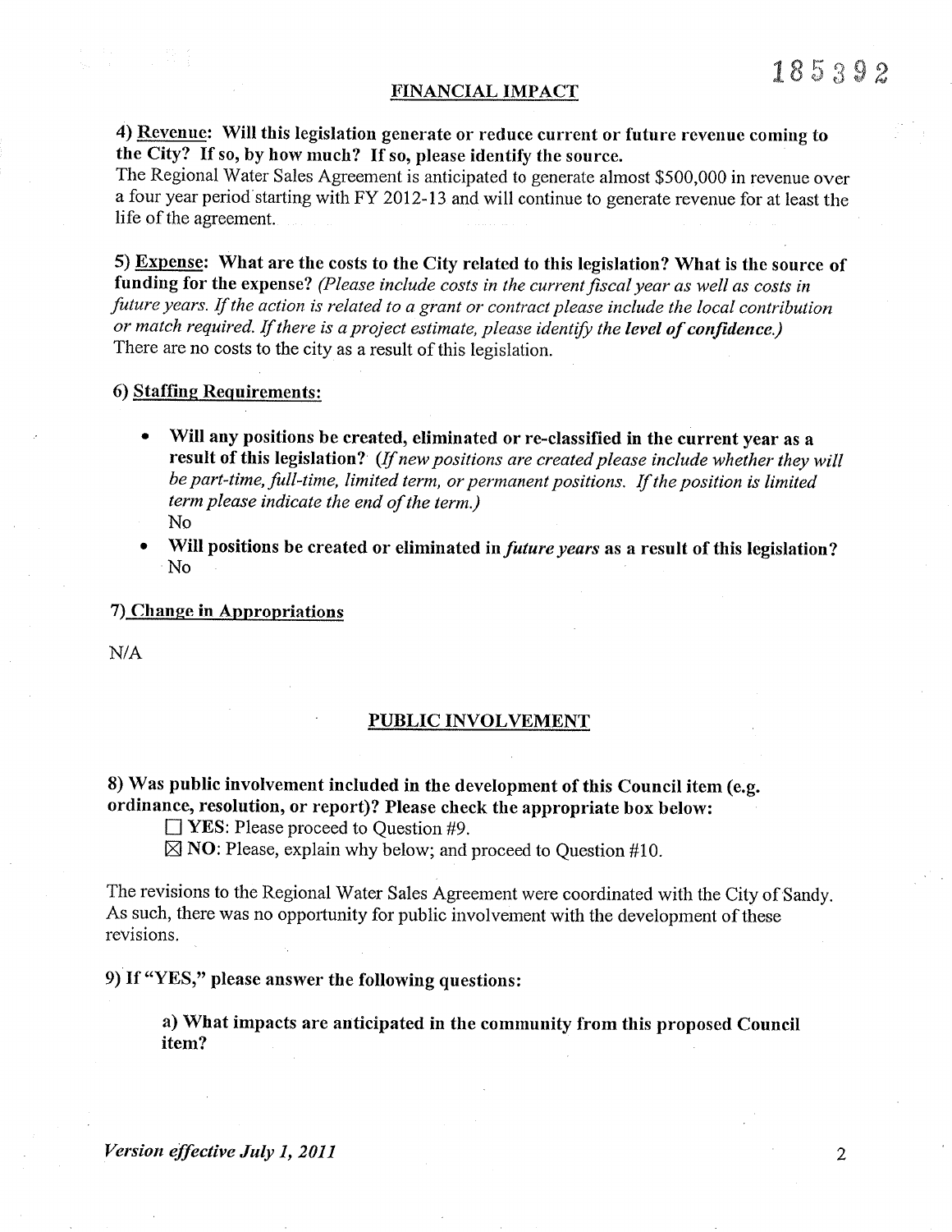185392

## FINANCIAL IMPACT

**4) Revenue: Will this legislation generate or reduce current or future revenue coming to the City? If so, by how much? If so, please identify the source.**

The Regional Water Sales Agreement is anticipated to generate almost $500,000 in revenue over a four year period starting with FY 2012-13 and will continue to generate revenue for at least the life of the agreement.

**5) Expense: What are the costs to the City related to this legislation? What is the source of funding for the expense?** *(Please include costs in the current fiscal year as well as costs in future years. If the action is related to a grant or contract please include the local contribution or match required. If there is a project estimate, please identify the* ***level of confidence.****)*

There are no costs to the city as a result of this legislation.

**6) Staffing Requirements:**

- **Will any positions be created, eliminated or re-classified in the current year as a result of this legislation?** *(If new positions are created please include whether they will be part-time, full-time, limited term, or permanent positions. If the position is limited term please indicate the end of the term.)*
  No
- **Will positions be created or eliminated in *future years* as a result of this legislation?**
  No

**7) Change in Appropriations**

N/A

## PUBLIC INVOLVEMENT

**8) Was public involvement included in the development of this Council item (e.g. ordinance, resolution, or report)? Please check the appropriate box below:**

☐ **YES**: Please proceed to Question #9.

☒ **NO**: Please, explain why below; and proceed to Question #10.

The revisions to the Regional Water Sales Agreement were coordinated with the City of Sandy. As such, there was no opportunity for public involvement with the development of these revisions.

**9) If "YES," please answer the following questions:**

**a) What impacts are anticipated in the community from this proposed Council item?**

*Version effective July 1, 2011*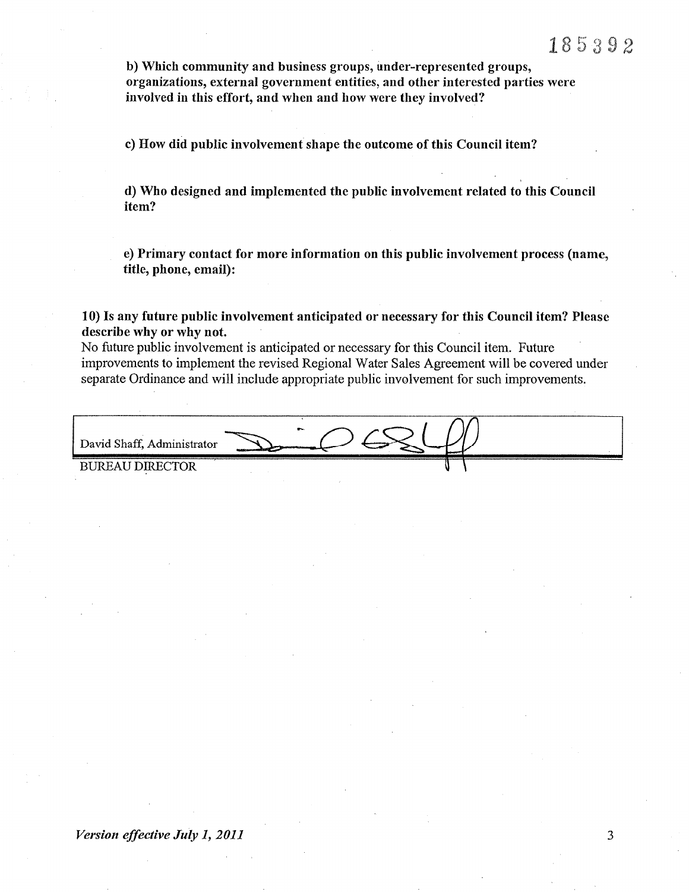185392

**b) Which community and business groups, under-represented groups, organizations, external government entities, and other interested parties were involved in this effort, and when and how were they involved?**

**c) How did public involvement shape the outcome of this Council item?**

**d) Who designed and implemented the public involvement related to this Council item?**

**e) Primary contact for more information on this public involvement process (name, title, phone, email):**

**10) Is any future public involvement anticipated or necessary for this Council item? Please describe why or why not.**

No future public involvement is anticipated or necessary for this Council item. Future improvements to implement the revised Regional Water Sales Agreement will be covered under separate Ordinance and will include appropriate public involvement for such improvements.

| |
|---|
| David Shaff, Administrator |

BUREAU DIRECTOR

*Version effective July 1, 2011*